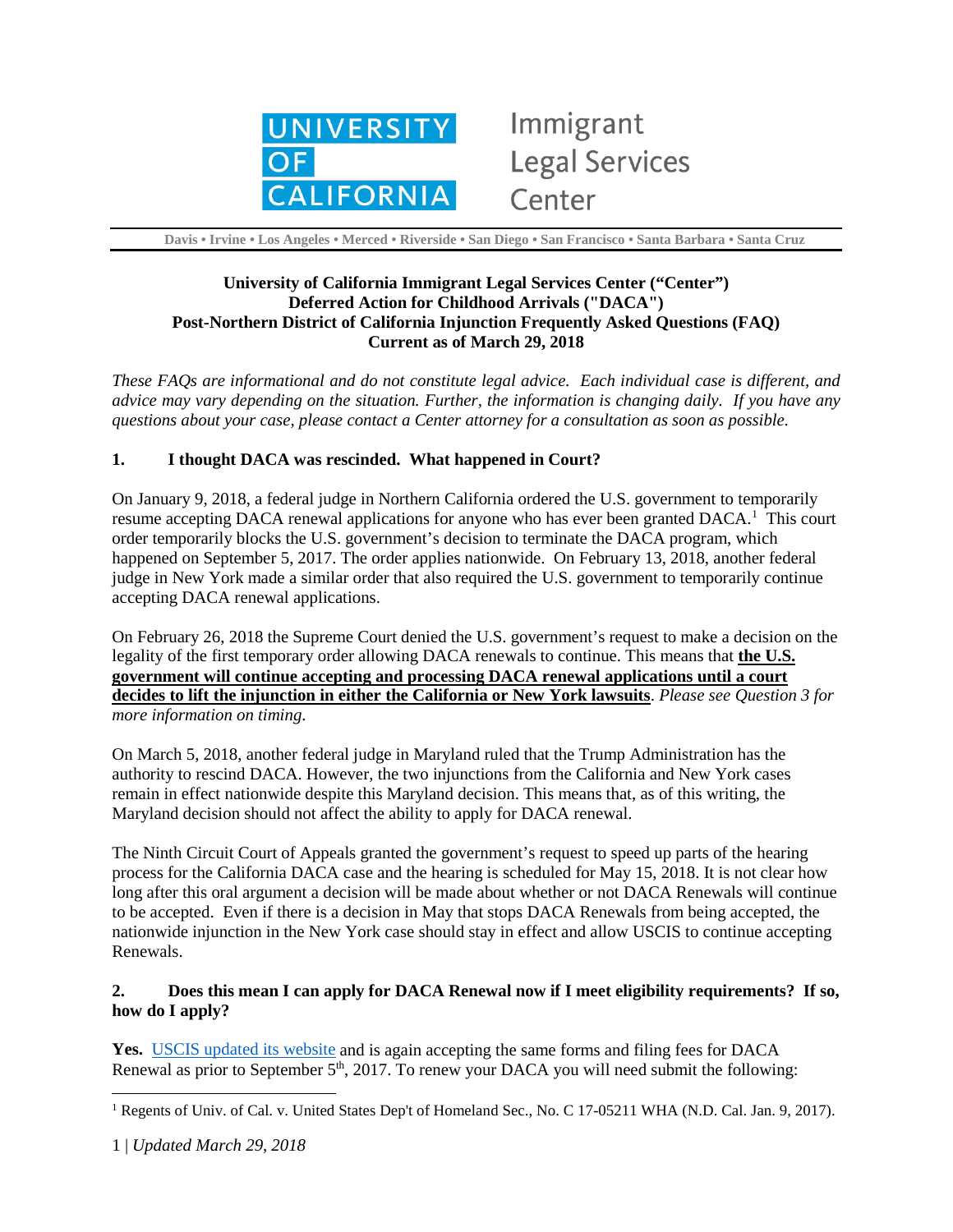UNIVERSITY OF CALIFORNIA

Immigrant Legal Services Center

**Davis • Irvine • Los Angeles • Merced • Riverside • San Diego • San Francisco • Santa Barbara • Santa Cruz**

**University of California Immigrant Legal Services Center ("Center")**
**Deferred Action for Childhood Arrivals ("DACA")**
**Post-Northern District of California Injunction Frequently Asked Questions (FAQ)**
**Current as of March 29, 2018**

*These FAQs are informational and do not constitute legal advice. Each individual case is different, and advice may vary depending on the situation. Further, the information is changing daily. If you have any questions about your case, please contact a Center attorney for a consultation as soon as possible.*

## 1. I thought DACA was rescinded. What happened in Court?

On January 9, 2018, a federal judge in Northern California ordered the U.S. government to temporarily resume accepting DACA renewal applications for anyone who has ever been granted DACA.[1] This court order temporarily blocks the U.S. government's decision to terminate the DACA program, which happened on September 5, 2017. The order applies nationwide. On February 13, 2018, another federal judge in New York made a similar order that also required the U.S. government to temporarily continue accepting DACA renewal applications.

On February 26, 2018 the Supreme Court denied the U.S. government's request to make a decision on the legality of the first temporary order allowing DACA renewals to continue. This means that **the U.S. government will continue accepting and processing DACA renewal applications until a court decides to lift the injunction in either the California or New York lawsuits**. *Please see Question 3 for more information on timing.*

On March 5, 2018, another federal judge in Maryland ruled that the Trump Administration has the authority to rescind DACA. However, the two injunctions from the California and New York cases remain in effect nationwide despite this Maryland decision. This means that, as of this writing, the Maryland decision should not affect the ability to apply for DACA renewal.

The Ninth Circuit Court of Appeals granted the government's request to speed up parts of the hearing process for the California DACA case and the hearing is scheduled for May 15, 2018. It is not clear how long after this oral argument a decision will be made about whether or not DACA Renewals will continue to be accepted. Even if there is a decision in May that stops DACA Renewals from being accepted, the nationwide injunction in the New York case should stay in effect and allow USCIS to continue accepting Renewals.

## 2. Does this mean I can apply for DACA Renewal now if I meet eligibility requirements? If so, how do I apply?

**Yes.** USCIS updated its website and is again accepting the same forms and filing fees for DACA Renewal as prior to September 5th, 2017. To renew your DACA you will need submit the following:

[1] Regents of Univ. of Cal. v. United States Dep't of Homeland Sec., No. C 17-05211 WHA (N.D. Cal. Jan. 9, 2017).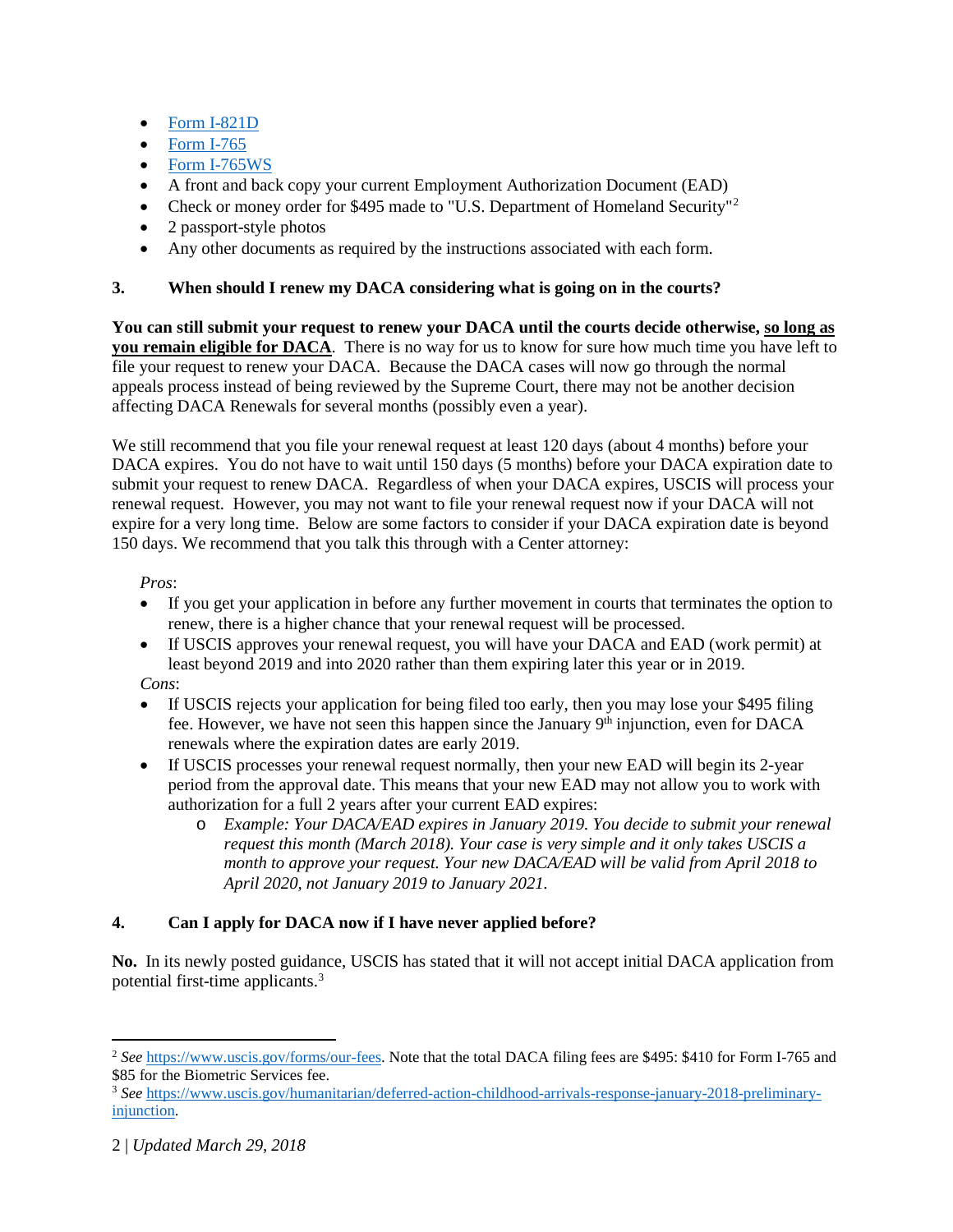- [Form I-821D]
- [Form I-765]
- [Form I-765WS]
- A front and back copy your current Employment Authorization Document (EAD)
- Check or money order for $495 made to "U.S. Department of Homeland Security"[2]
- 2 passport-style photos
- Any other documents as required by the instructions associated with each form.

**3. When should I renew my DACA considering what is going on in the courts?**

**You can still submit your request to renew your DACA until the courts decide otherwise, <u>so long as you remain eligible for DACA</u>**. There is no way for us to know for sure how much time you have left to file your request to renew your DACA. Because the DACA cases will now go through the normal appeals process instead of being reviewed by the Supreme Court, there may not be another decision affecting DACA Renewals for several months (possibly even a year).

We still recommend that you file your renewal request at least 120 days (about 4 months) before your DACA expires. You do not have to wait until 150 days (5 months) before your DACA expiration date to submit your request to renew DACA. Regardless of when your DACA expires, USCIS will process your renewal request. However, you may not want to file your renewal request now if your DACA will not expire for a very long time. Below are some factors to consider if your DACA expiration date is beyond 150 days. We recommend that you talk this through with a Center attorney:

*Pros*:

- If you get your application in before any further movement in courts that terminates the option to renew, there is a higher chance that your renewal request will be processed.
- If USCIS approves your renewal request, you will have your DACA and EAD (work permit) at least beyond 2019 and into 2020 rather than them expiring later this year or in 2019.

*Cons*:

- If USCIS rejects your application for being filed too early, then you may lose your $495 filing fee. However, we have not seen this happen since the January 9th injunction, even for DACA renewals where the expiration dates are early 2019.
- If USCIS processes your renewal request normally, then your new EAD will begin its 2-year period from the approval date. This means that your new EAD may not allow you to work with authorization for a full 2 years after your current EAD expires:
  - *Example: Your DACA/EAD expires in January 2019. You decide to submit your renewal request this month (March 2018). Your case is very simple and it only takes USCIS a month to approve your request. Your new DACA/EAD will be valid from April 2018 to April 2020, not January 2019 to January 2021.*

**4. Can I apply for DACA now if I have never applied before?**

**No.** In its newly posted guidance, USCIS has stated that it will not accept initial DACA application from potential first-time applicants.[3]

---

[2] *See* https://www.uscis.gov/forms/our-fees. Note that the total DACA filing fees are $495: $410 for Form I-765 and $85 for the Biometric Services fee.

[3] *See* https://www.uscis.gov/humanitarian/deferred-action-childhood-arrivals-response-january-2018-preliminary-injunction.

*Updated March 29, 2018*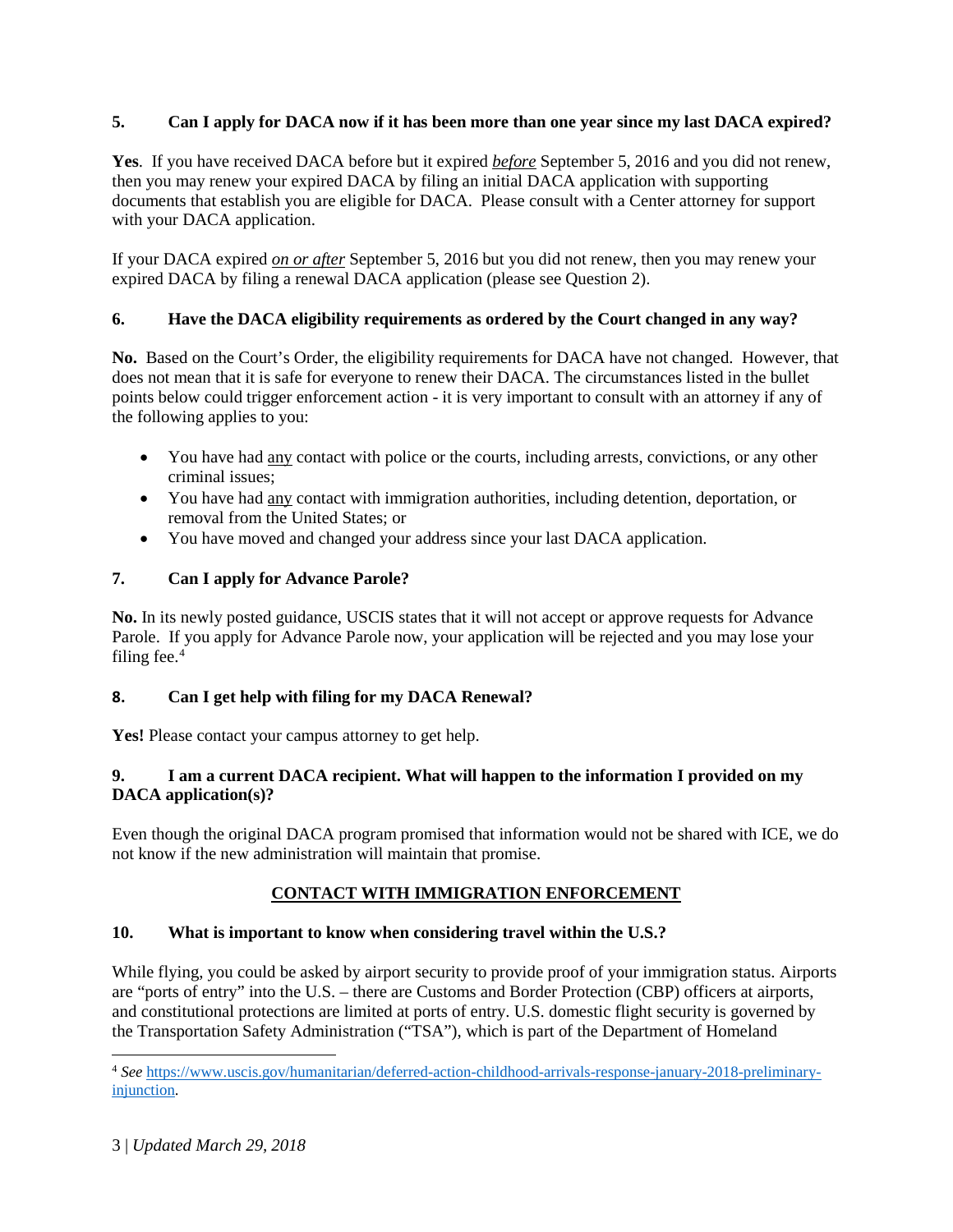### 5. Can I apply for DACA now if it has been more than one year since my last DACA expired?

**Yes**. If you have received DACA before but it expired ***before*** September 5, 2016 and you did not renew, then you may renew your expired DACA by filing an initial DACA application with supporting documents that establish you are eligible for DACA. Please consult with a Center attorney for support with your DACA application.

If your DACA expired ***on or after*** September 5, 2016 but you did not renew, then you may renew your expired DACA by filing a renewal DACA application (please see Question 2).

### 6. Have the DACA eligibility requirements as ordered by the Court changed in any way?

**No.** Based on the Court's Order, the eligibility requirements for DACA have not changed. However, that does not mean that it is safe for everyone to renew their DACA. The circumstances listed in the bullet points below could trigger enforcement action - it is very important to consult with an attorney if any of the following applies to you:

- You have had any contact with police or the courts, including arrests, convictions, or any other criminal issues;
- You have had any contact with immigration authorities, including detention, deportation, or removal from the United States; or
- You have moved and changed your address since your last DACA application.

### 7. Can I apply for Advance Parole?

**No.** In its newly posted guidance, USCIS states that it will not accept or approve requests for Advance Parole. If you apply for Advance Parole now, your application will be rejected and you may lose your filing fee.[4]

### 8. Can I get help with filing for my DACA Renewal?

**Yes!** Please contact your campus attorney to get help.

### 9. I am a current DACA recipient. What will happen to the information I provided on my DACA application(s)?

Even though the original DACA program promised that information would not be shared with ICE, we do not know if the new administration will maintain that promise.

## CONTACT WITH IMMIGRATION ENFORCEMENT

### 10. What is important to know when considering travel within the U.S.?

While flying, you could be asked by airport security to provide proof of your immigration status. Airports are "ports of entry" into the U.S. – there are Customs and Border Protection (CBP) officers at airports, and constitutional protections are limited at ports of entry. U.S. domestic flight security is governed by the Transportation Safety Administration ("TSA"), which is part of the Department of Homeland

---

[4] *See* https://www.uscis.gov/humanitarian/deferred-action-childhood-arrivals-response-january-2018-preliminary-injunction.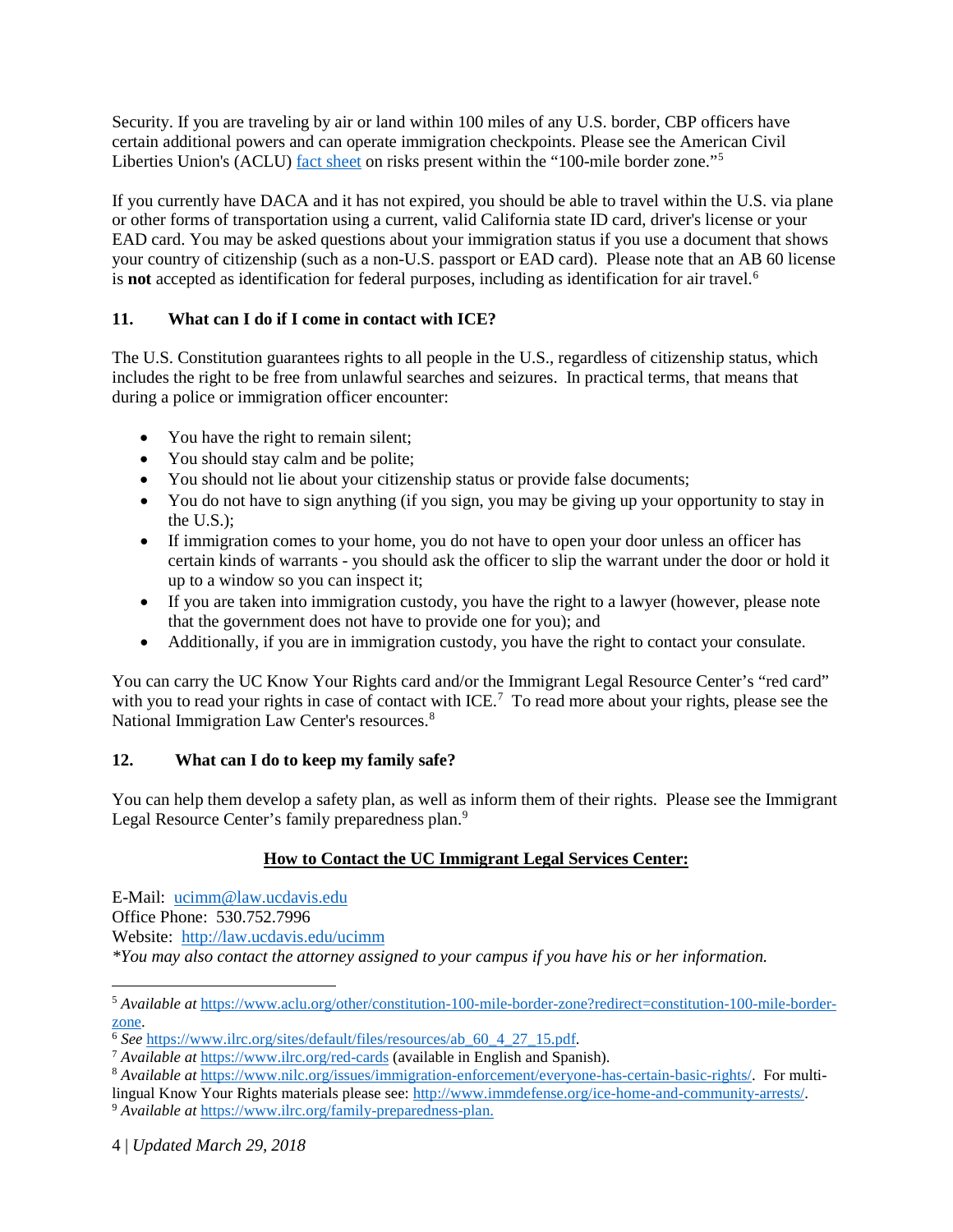Security. If you are traveling by air or land within 100 miles of any U.S. border, CBP officers have certain additional powers and can operate immigration checkpoints. Please see the American Civil Liberties Union's (ACLU) [fact sheet](https://www.aclu.org/other/constitution-100-mile-border-zone?redirect=constitution-100-mile-border-zone) on risks present within the "100-mile border zone."[5]

If you currently have DACA and it has not expired, you should be able to travel within the U.S. via plane or other forms of transportation using a current, valid California state ID card, driver's license or your EAD card. You may be asked questions about your immigration status if you use a document that shows your country of citizenship (such as a non-U.S. passport or EAD card). Please note that an AB 60 license is **not** accepted as identification for federal purposes, including as identification for air travel.[6]

### 11. What can I do if I come in contact with ICE?

The U.S. Constitution guarantees rights to all people in the U.S., regardless of citizenship status, which includes the right to be free from unlawful searches and seizures. In practical terms, that means that during a police or immigration officer encounter:

- You have the right to remain silent;
- You should stay calm and be polite;
- You should not lie about your citizenship status or provide false documents;
- You do not have to sign anything (if you sign, you may be giving up your opportunity to stay in the U.S.);
- If immigration comes to your home, you do not have to open your door unless an officer has certain kinds of warrants - you should ask the officer to slip the warrant under the door or hold it up to a window so you can inspect it;
- If you are taken into immigration custody, you have the right to a lawyer (however, please note that the government does not have to provide one for you); and
- Additionally, if you are in immigration custody, you have the right to contact your consulate.

You can carry the UC Know Your Rights card and/or the Immigrant Legal Resource Center's "red card" with you to read your rights in case of contact with ICE.[7] To read more about your rights, please see the National Immigration Law Center's resources.[8]

### 12. What can I do to keep my family safe?

You can help them develop a safety plan, as well as inform them of their rights. Please see the Immigrant Legal Resource Center's family preparedness plan.[9]

**How to Contact the UC Immigrant Legal Services Center:**

E-Mail: [ucimm@law.ucdavis.edu](mailto:ucimm@law.ucdavis.edu)
Office Phone: 530.752.7996
Website: [http://law.ucdavis.edu/ucimm](http://law.ucdavis.edu/ucimm)
*\*You may also contact the attorney assigned to your campus if you have his or her information.*

---

[5] *Available at* https://www.aclu.org/other/constitution-100-mile-border-zone?redirect=constitution-100-mile-border-zone.

[6] *See* https://www.ilrc.org/sites/default/files/resources/ab_60_4_27_15.pdf.

[7] *Available at* https://www.ilrc.org/red-cards (available in English and Spanish).

[8] *Available at* https://www.nilc.org/issues/immigration-enforcement/everyone-has-certain-basic-rights/. For multi-lingual Know Your Rights materials please see: http://www.immdefense.org/ice-home-and-community-arrests/.

[9] *Available at* https://www.ilrc.org/family-preparedness-plan.

*Updated March 29, 2018*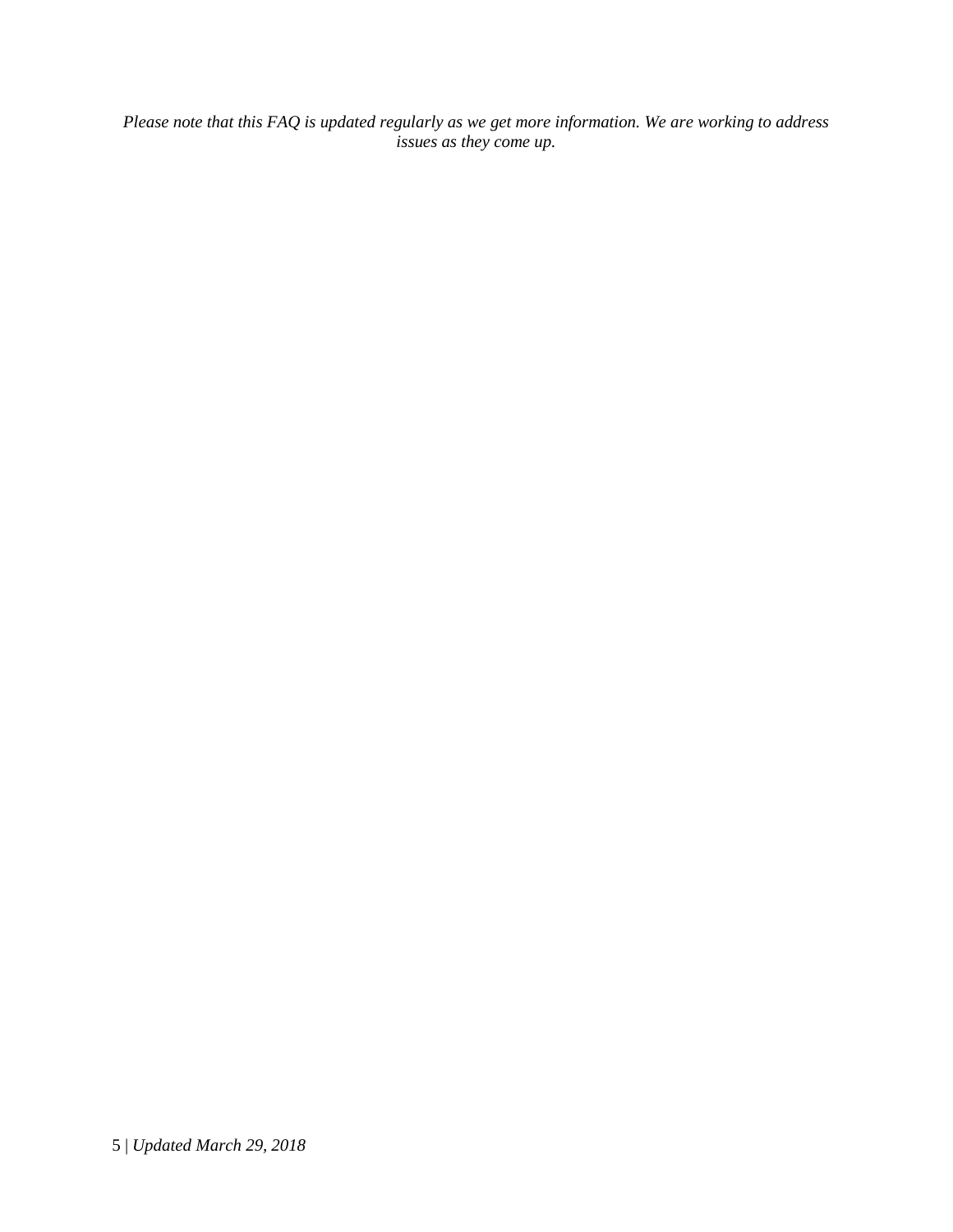*Please note that this FAQ is updated regularly as we get more information. We are working to address issues as they come up.*